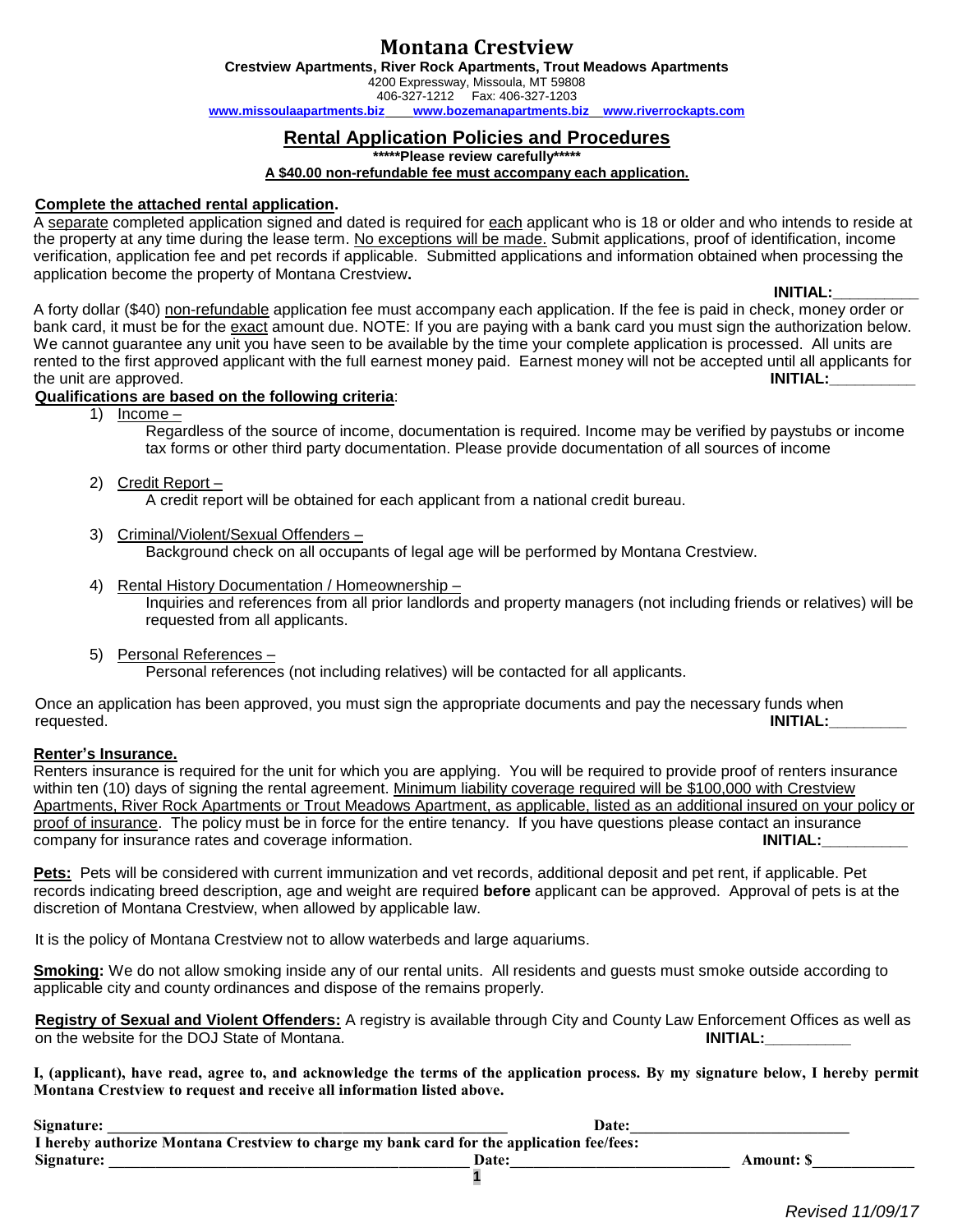# Montana Crestview

**Crestview Apartments, River Rock Apartments, Trout Meadows Apartments**

4200 Expressway, Missoula, MT 59808

406-327-1212 Fax: 406-327-1203

**www.missoulaapartments.biz www.bozemanapartments.biz www.riverrockapts.com**

## Rental Application Policies and Procedures

**\*\*\*\*\*Please review carefully\*\*\*\*\***

**A $40.00 non-refundable fee must accompany each application.**

**Complete the attached rental application.**

A separate completed application signed and dated is required for each applicant who is 18 or older and who intends to reside at the property at any time during the lease term. No exceptions will be made. Submit applications, proof of identification, income verification, application fee and pet records if applicable. Submitted applications and information obtained when processing the application become the property of Montana Crestview**.**

**INITIAL:__________**

A forty dollar ($40) non-refundable application fee must accompany each application. If the fee is paid in check, money order or bank card, it must be for the exact amount due. NOTE: If you are paying with a bank card you must sign the authorization below. We cannot guarantee any unit you have seen to be available by the time your complete application is processed. All units are rented to the first approved applicant with the full earnest money paid. Earnest money will not be accepted until all applicants for the unit are approved. **INITIAL:__________**

**Qualifications are based on the following criteria**:

1) Income –
   Regardless of the source of income, documentation is required. Income may be verified by paystubs or income tax forms or other third party documentation. Please provide documentation of all sources of income

2) Credit Report –
   A credit report will be obtained for each applicant from a national credit bureau.

3) Criminal/Violent/Sexual Offenders –
   Background check on all occupants of legal age will be performed by Montana Crestview.

4) Rental History Documentation / Homeownership –
   Inquiries and references from all prior landlords and property managers (not including friends or relatives) will be requested from all applicants.

5) Personal References –
   Personal references (not including relatives) will be contacted for all applicants.

Once an application has been approved, you must sign the appropriate documents and pay the necessary funds when requested. **INITIAL:_________**

**Renter's Insurance.**

Renters insurance is required for the unit for which you are applying. You will be required to provide proof of renters insurance within ten (10) days of signing the rental agreement. Minimum liability coverage required will be $100,000 with Crestview Apartments, River Rock Apartments or Trout Meadows Apartment, as applicable, listed as an additional insured on your policy or proof of insurance. The policy must be in force for the entire tenancy. If you have questions please contact an insurance company for insurance rates and coverage information. **INITIAL:__________**

**Pets:** Pets will be considered with current immunization and vet records, additional deposit and pet rent, if applicable. Pet records indicating breed description, age and weight are required **before** applicant can be approved. Approval of pets is at the discretion of Montana Crestview, when allowed by applicable law.

It is the policy of Montana Crestview not to allow waterbeds and large aquariums.

**Smoking:** We do not allow smoking inside any of our rental units. All residents and guests must smoke outside according to applicable city and county ordinances and dispose of the remains properly.

**Registry of Sexual and Violent Offenders:** A registry is available through City and County Law Enforcement Offices as well as on the website for the DOJ State of Montana. **INITIAL:__________**

**I, (applicant), have read, agree to, and acknowledge the terms of the application process. By my signature below, I hereby permit Montana Crestview to request and receive all information listed above.**

**Signature:** ______________________________ **Date:**____________________

**I hereby authorize Montana Crestview to charge my bank card for the application fee/fees:**

**Signature:** ______________________________ **Date:**____________________ **Amount: $**____________

*Revised 11/09/17*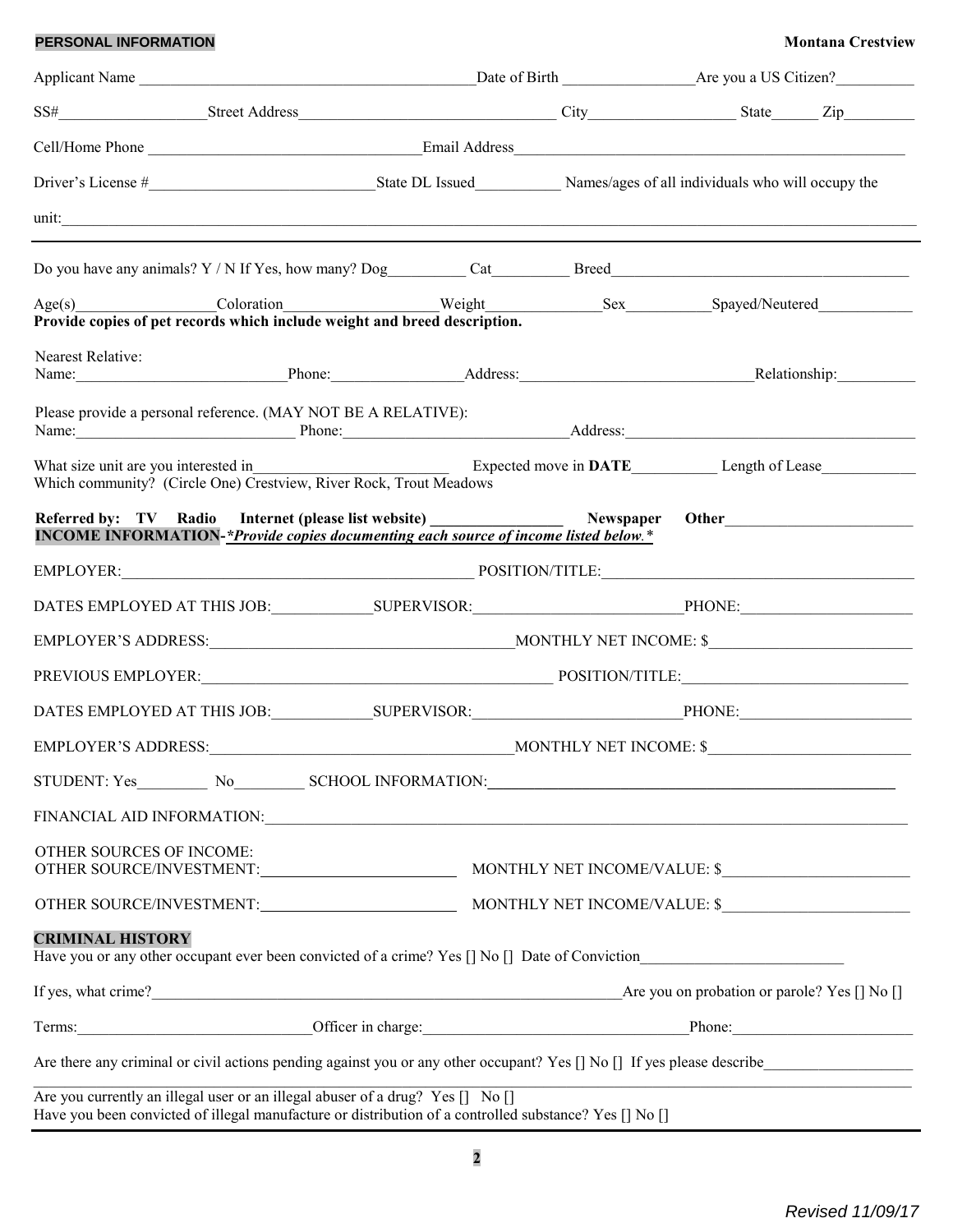**PERSONAL INFORMATION** **Montana Crestview**

Applicant Name ____________________________________________ Date of Birth ________________ Are you a US Citizen? __________

SS# __________________ Street Address ________________________________ City __________________ State ______ Zip _________

Cell/Home Phone __________________________________ Email Address ________________________________________________

Driver's License # ____________________________ State DL Issued ___________ Names/ages of all individuals who will occupy the

unit: ________________________________________________________________________________________________________________

---

Do you have any animals? Y / N If Yes, how many? Dog __________ Cat __________ Breed ______________________________________

Age(s) __________________ Coloration ___________________ Weight _______________ Sex ___________ Spayed/Neutered ____________

**Provide copies of pet records which include weight and breed description.**

Nearest Relative:
Name: ___________________________ Phone: _________________ Address: ______________________________ Relationship: __________

Please provide a personal reference. (MAY NOT BE A RELATIVE):
Name: ____________________________ Phone: _____________________________ Address: ______________________________________

What size unit are you interested in __________________________ Expected move in **DATE** ___________ Length of Lease ____________
Which community? (Circle One) Crestview, River Rock, Trout Meadows

**Referred by: TV Radio Internet (please list website) _________________ Newspaper Other ________________________**

**INCOME INFORMATION**-***Provide copies documenting each source of income listed below.***

EMPLOYER: ________________________________________________ POSITION/TITLE: ______________________________________

DATES EMPLOYED AT THIS JOB: _____________ SUPERVISOR: ___________________________ PHONE: ______________________

EMPLOYER'S ADDRESS: ______________________________________ MONTHLY NET INCOME: $ __________________________

PREVIOUS EMPLOYER: _____________________________________________ POSITION/TITLE: _____________________________

DATES EMPLOYED AT THIS JOB: _____________ SUPERVISOR: ___________________________ PHONE: ______________________

EMPLOYER'S ADDRESS: ______________________________________ MONTHLY NET INCOME: $ __________________________

STUDENT: Yes _________ No _________ SCHOOL INFORMATION: ________________________________________________

FINANCIAL AID INFORMATION: __________________________________________________________________________________

OTHER SOURCES OF INCOME:
OTHER SOURCE/INVESTMENT: __________________________ MONTHLY NET INCOME/VALUE: $ ________________________

OTHER SOURCE/INVESTMENT: __________________________ MONTHLY NET INCOME/VALUE: $ ________________________

**CRIMINAL HISTORY**

Have you or any other occupant ever been convicted of a crime? Yes [] No [] Date of Conviction __________________________

If yes, what crime? ______________________________________________________________ Are you on probation or parole? Yes [] No []

Terms: ______________________________ Officer in charge: __________________________________ Phone: _______________________

Are there any criminal or civil actions pending against you or any other occupant? Yes [] No [] If yes please describe ___________________
________________________________________________________________________________________________________________

Are you currently an illegal user or an illegal abuser of a drug? Yes [] No []
Have you been convicted of illegal manufacture or distribution of a controlled substance? Yes [] No []

*Revised 11/09/17*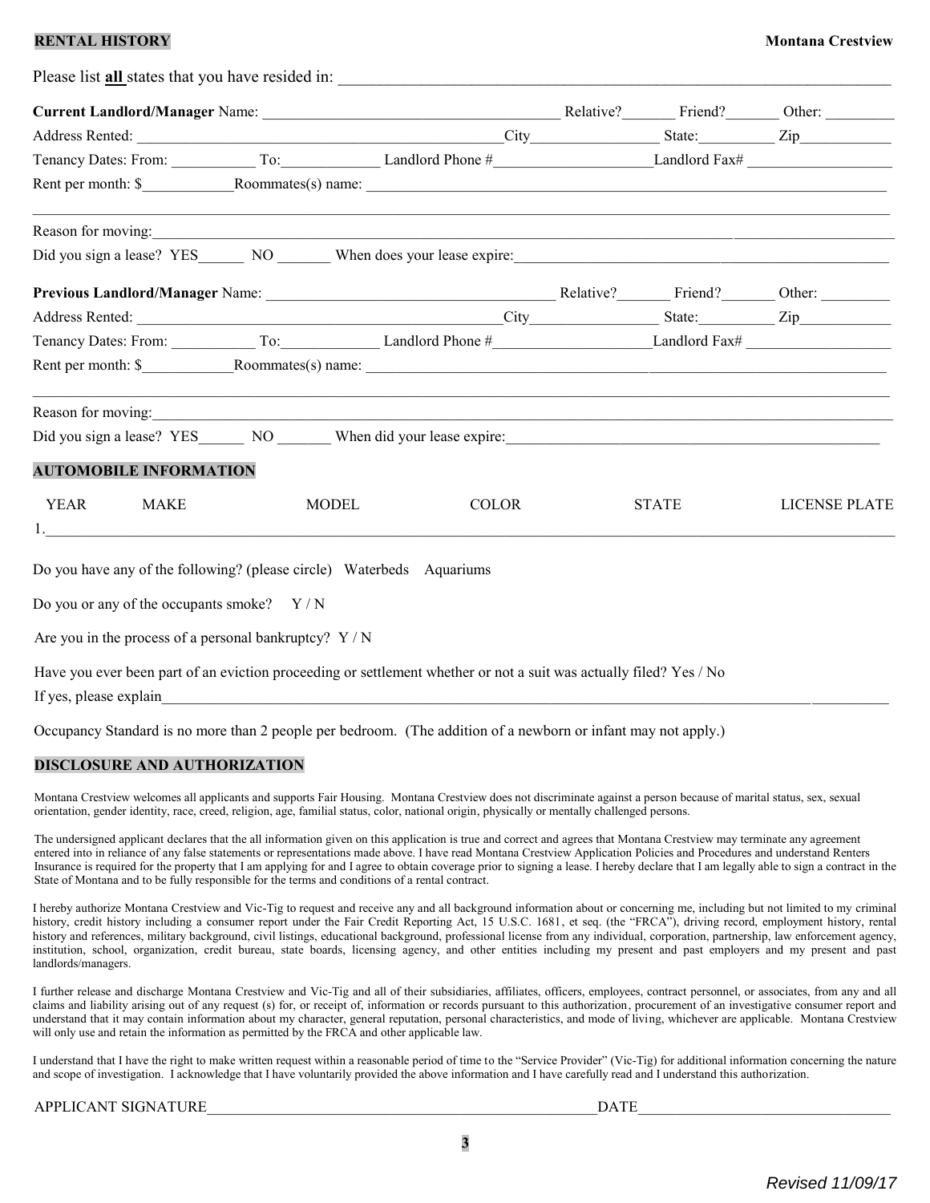## RENTAL HISTORY

**Montana Crestview**

Please list **all** states that you have resided in: ______________________________________________

**Current Landlord/Manager** Name: ______________________________ Relative?_______ Friend?_______ Other: _________

Address Rented: ______________________________City________________ State:_________ Zip___________

Tenancy Dates: From: ___________ To:____________ Landlord Phone #____________________Landlord Fax# __________________

Rent per month: $____________Roommates(s) name: ______________________________________________

________________________________________________________________________________

Reason for moving:______________________________________________________________________

Did you sign a lease? YES______ NO _______ When does your lease expire:__________________________________

**Previous Landlord/Manager** Name: ______________________________ Relative?_______ Friend?_______ Other: _________

Address Rented: ______________________________City________________ State:_________ Zip___________

Tenancy Dates: From: ___________ To:____________ Landlord Phone #____________________Landlord Fax# __________________

Rent per month: $____________Roommates(s) name: ______________________________________________

________________________________________________________________________________

Reason for moving:______________________________________________________________________

Did you sign a lease? YES______ NO _______ When did your lease expire:__________________________________

## AUTOMOBILE INFORMATION

| YEAR | MAKE | MODEL | COLOR | STATE | LICENSE PLATE |
|---|---|---|---|---|---|
| 1. | | | | | |

Do you have any of the following? (please circle) Waterbeds Aquariums

Do you or any of the occupants smoke? Y / N

Are you in the process of a personal bankruptcy? Y / N

Have you ever been part of an eviction proceeding or settlement whether or not a suit was actually filed? Yes / No

If yes, please explain______________________________________________________________________

Occupancy Standard is no more than 2 people per bedroom. (The addition of a newborn or infant may not apply.)

## DISCLOSURE AND AUTHORIZATION

Montana Crestview welcomes all applicants and supports Fair Housing. Montana Crestview does not discriminate against a person because of marital status, sex, sexual orientation, gender identity, race, creed, religion, age, familial status, color, national origin, physically or mentally challenged persons.

The undersigned applicant declares that the all information given on this application is true and correct and agrees that Montana Crestview may terminate any agreement entered into in reliance of any false statements or representations made above. I have read Montana Crestview Application Policies and Procedures and understand Renters Insurance is required for the property that I am applying for and I agree to obtain coverage prior to signing a lease. I hereby declare that I am legally able to sign a contract in the State of Montana and to be fully responsible for the terms and conditions of a rental contract.

I hereby authorize Montana Crestview and Vic-Tig to request and receive any and all background information about or concerning me, including but not limited to my criminal history, credit history including a consumer report under the Fair Credit Reporting Act, 15 U.S.C. 1681, et seq. (the "FRCA"), driving record, employment history, rental history and references, military background, civil listings, educational background, professional license from any individual, corporation, partnership, law enforcement agency, institution, school, organization, credit bureau, state boards, licensing agency, and other entities including my present and past employers and my present and past landlords/managers.

I further release and discharge Montana Crestview and Vic-Tig and all of their subsidiaries, affiliates, officers, employees, contract personnel, or associates, from any and all claims and liability arising out of any request (s) for, or receipt of, information or records pursuant to this authorization, procurement of an investigative consumer report and understand that it may contain information about my character, general reputation, personal characteristics, and mode of living, whichever are applicable. Montana Crestview will only use and retain the information as permitted by the FRCA and other applicable law.

I understand that I have the right to make written request within a reasonable period of time to the "Service Provider" (Vic-Tig) for additional information concerning the nature and scope of investigation. I acknowledge that I have voluntarily provided the above information and I have carefully read and I understand this authorization.

APPLICANT SIGNATURE__________________________________________DATE_________________________

*Revised 11/09/17*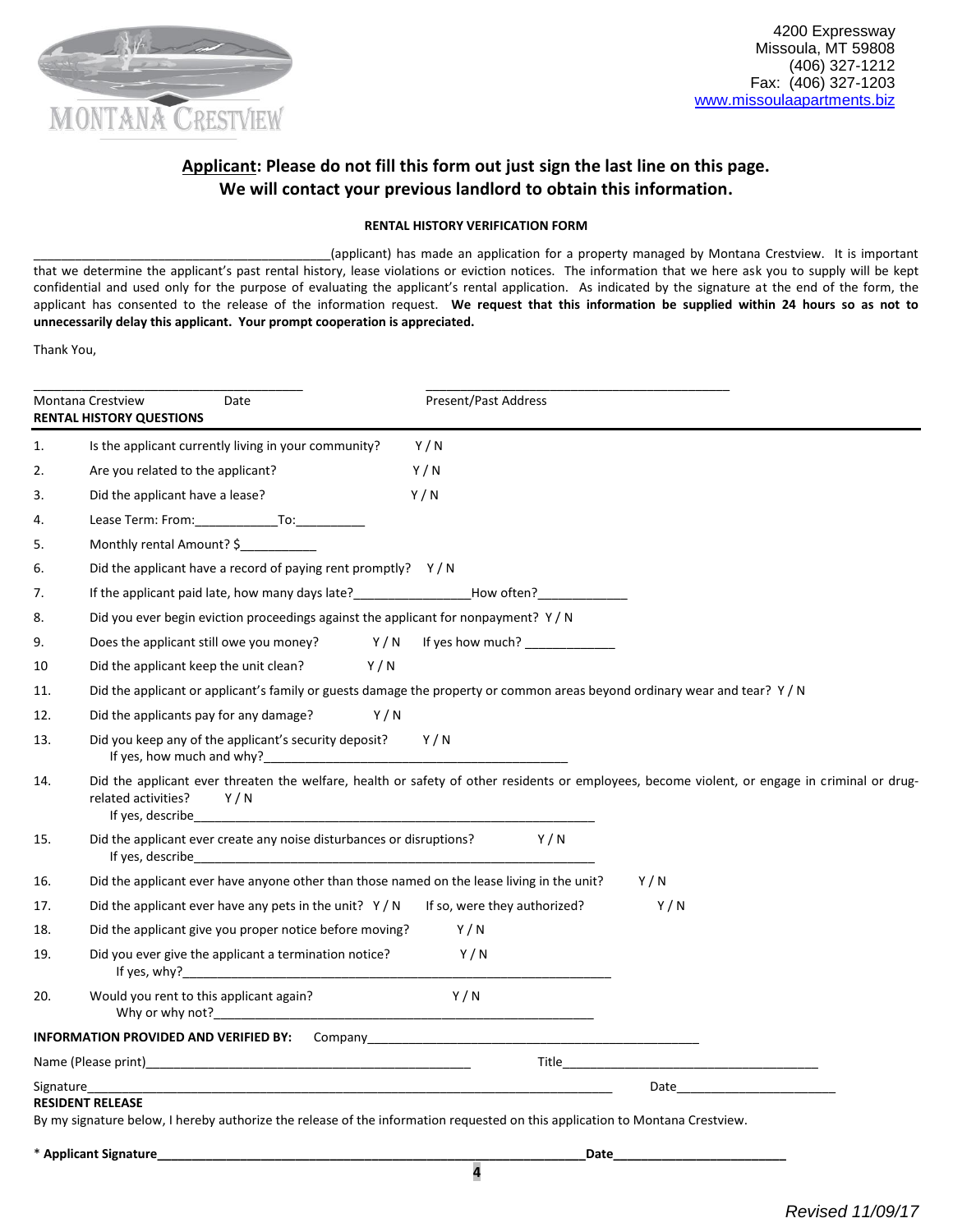MONTANA CRESTVIEW

4200 Expressway
Missoula, MT 59808
(406) 327-1212
Fax: (406) 327-1203
www.missoulaapartments.biz

**Applicant: Please do not fill this form out just sign the last line on this page. We will contact your previous landlord to obtain this information.**

**RENTAL HISTORY VERIFICATION FORM**

____________________________________________(applicant) has made an application for a property managed by Montana Crestview. It is important that we determine the applicant's past rental history, lease violations or eviction notices. The information that we here ask you to supply will be kept confidential and used only for the purpose of evaluating the applicant's rental application. As indicated by the signature at the end of the form, the applicant has consented to the release of the information request. **We request that this information be supplied within 24 hours so as not to unnecessarily delay this applicant. Your prompt cooperation is appreciated.**

Thank You,

________________________________________ ________________________________________
Montana Crestview Date Present/Past Address

**RENTAL HISTORY QUESTIONS**

1. Is the applicant currently living in your community? Y / N
2. Are you related to the applicant? Y / N
3. Did the applicant have a lease? Y / N
4. Lease Term: From:____________To:__________
5. Monthly rental Amount? $___________
6. Did the applicant have a record of paying rent promptly? Y / N
7. If the applicant paid late, how many days late?________________How often?____________
8. Did you ever begin eviction proceedings against the applicant for nonpayment? Y / N
9. Does the applicant still owe you money? Y / N If yes how much? ____________
10. Did the applicant keep the unit clean? Y / N
11. Did the applicant or applicant's family or guests damage the property or common areas beyond ordinary wear and tear? Y / N
12. Did the applicants pay for any damage? Y / N
13. Did you keep any of the applicant's security deposit? Y / N
    If yes, how much and why?____________________________________________
14. Did the applicant ever threaten the welfare, health or safety of other residents or employees, become violent, or engage in criminal or drug-related activities? Y / N
    If yes, describe____________________________________________________________
15. Did the applicant ever create any noise disturbances or disruptions? Y / N
    If yes, describe____________________________________________________________
16. Did the applicant ever have anyone other than those named on the lease living in the unit? Y / N
17. Did the applicant ever have any pets in the unit? Y / N If so, were they authorized? Y / N
18. Did the applicant give you proper notice before moving? Y / N
19. Did you ever give the applicant a termination notice? Y / N
    If yes, why?_________________________________________________________________
20. Would you rent to this applicant again? Y / N
    Why or why not?____________________________________________________________

**INFORMATION PROVIDED AND VERIFIED BY:** Company_______________________________________________

Name (Please print)_______________________________________________ Title_____________________________________

Signature__________________________________________________________________________ Date______________________

**RESIDENT RELEASE**

By my signature below, I hereby authorize the release of the information requested on this application to Montana Crestview.

\* **Applicant Signature**_________________________________________________________________**Date**_________________________

*Revised 11/09/17*